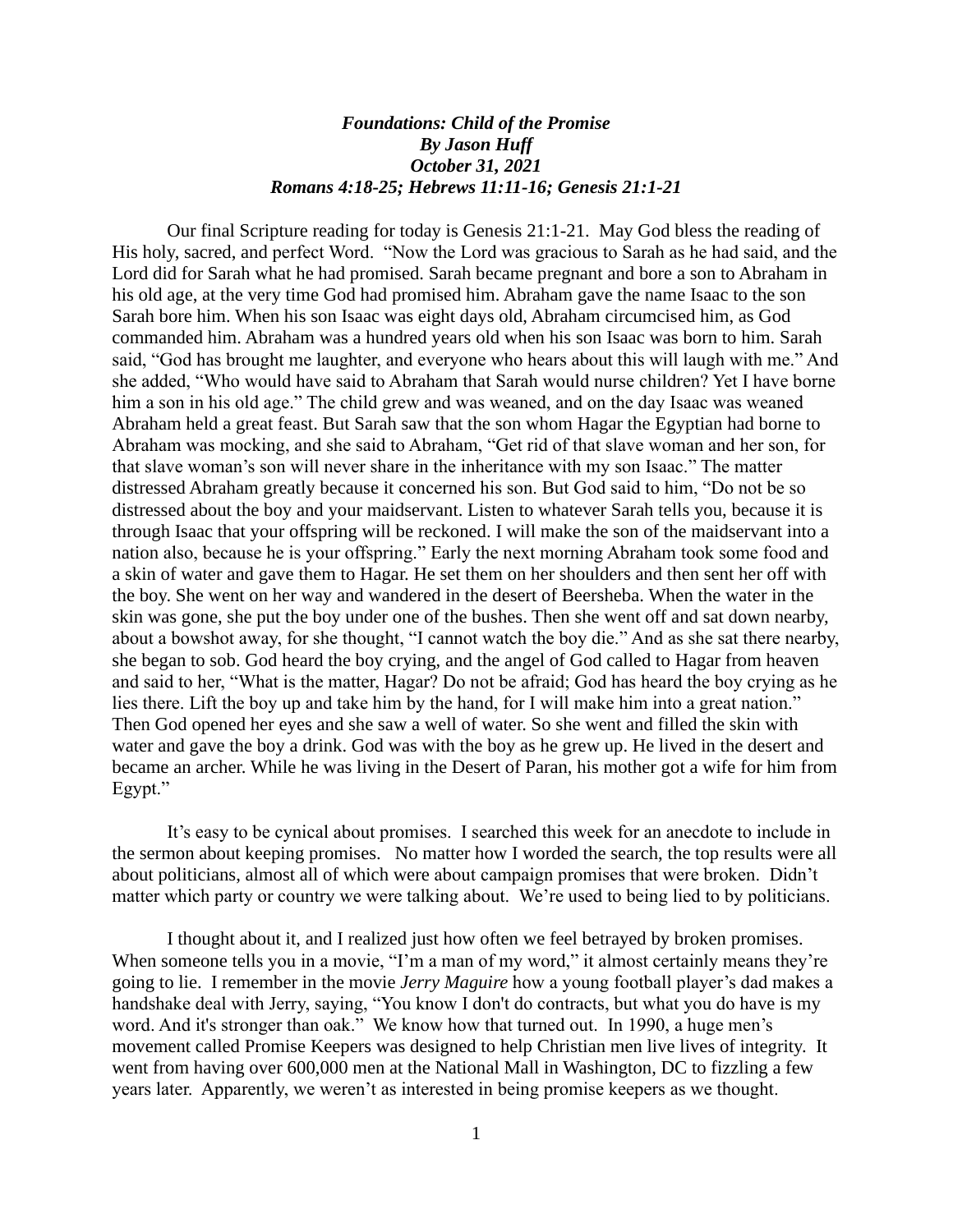***Foundations: Child of the Promise***
***By Jason Huff***
***October 31, 2021***
***Romans 4:18-25; Hebrews 11:11-16; Genesis 21:1-21***

Our final Scripture reading for today is Genesis 21:1-21. May God bless the reading of His holy, sacred, and perfect Word. "Now the Lord was gracious to Sarah as he had said, and the Lord did for Sarah what he had promised. Sarah became pregnant and bore a son to Abraham in his old age, at the very time God had promised him. Abraham gave the name Isaac to the son Sarah bore him. When his son Isaac was eight days old, Abraham circumcised him, as God commanded him. Abraham was a hundred years old when his son Isaac was born to him. Sarah said, "God has brought me laughter, and everyone who hears about this will laugh with me." And she added, "Who would have said to Abraham that Sarah would nurse children? Yet I have borne him a son in his old age." The child grew and was weaned, and on the day Isaac was weaned Abraham held a great feast. But Sarah saw that the son whom Hagar the Egyptian had borne to Abraham was mocking, and she said to Abraham, "Get rid of that slave woman and her son, for that slave woman's son will never share in the inheritance with my son Isaac." The matter distressed Abraham greatly because it concerned his son. But God said to him, "Do not be so distressed about the boy and your maidservant. Listen to whatever Sarah tells you, because it is through Isaac that your offspring will be reckoned. I will make the son of the maidservant into a nation also, because he is your offspring." Early the next morning Abraham took some food and a skin of water and gave them to Hagar. He set them on her shoulders and then sent her off with the boy. She went on her way and wandered in the desert of Beersheba. When the water in the skin was gone, she put the boy under one of the bushes. Then she went off and sat down nearby, about a bowshot away, for she thought, "I cannot watch the boy die." And as she sat there nearby, she began to sob. God heard the boy crying, and the angel of God called to Hagar from heaven and said to her, "What is the matter, Hagar? Do not be afraid; God has heard the boy crying as he lies there. Lift the boy up and take him by the hand, for I will make him into a great nation." Then God opened her eyes and she saw a well of water. So she went and filled the skin with water and gave the boy a drink. God was with the boy as he grew up. He lived in the desert and became an archer. While he was living in the Desert of Paran, his mother got a wife for him from Egypt."

It's easy to be cynical about promises. I searched this week for an anecdote to include in the sermon about keeping promises. No matter how I worded the search, the top results were all about politicians, almost all of which were about campaign promises that were broken. Didn't matter which party or country we were talking about. We're used to being lied to by politicians.

I thought about it, and I realized just how often we feel betrayed by broken promises. When someone tells you in a movie, "I'm a man of my word," it almost certainly means they're going to lie. I remember in the movie *Jerry Maguire* how a young football player's dad makes a handshake deal with Jerry, saying, "You know I don't do contracts, but what you do have is my word. And it's stronger than oak." We know how that turned out. In 1990, a huge men's movement called Promise Keepers was designed to help Christian men live lives of integrity. It went from having over 600,000 men at the National Mall in Washington, DC to fizzling a few years later. Apparently, we weren't as interested in being promise keepers as we thought.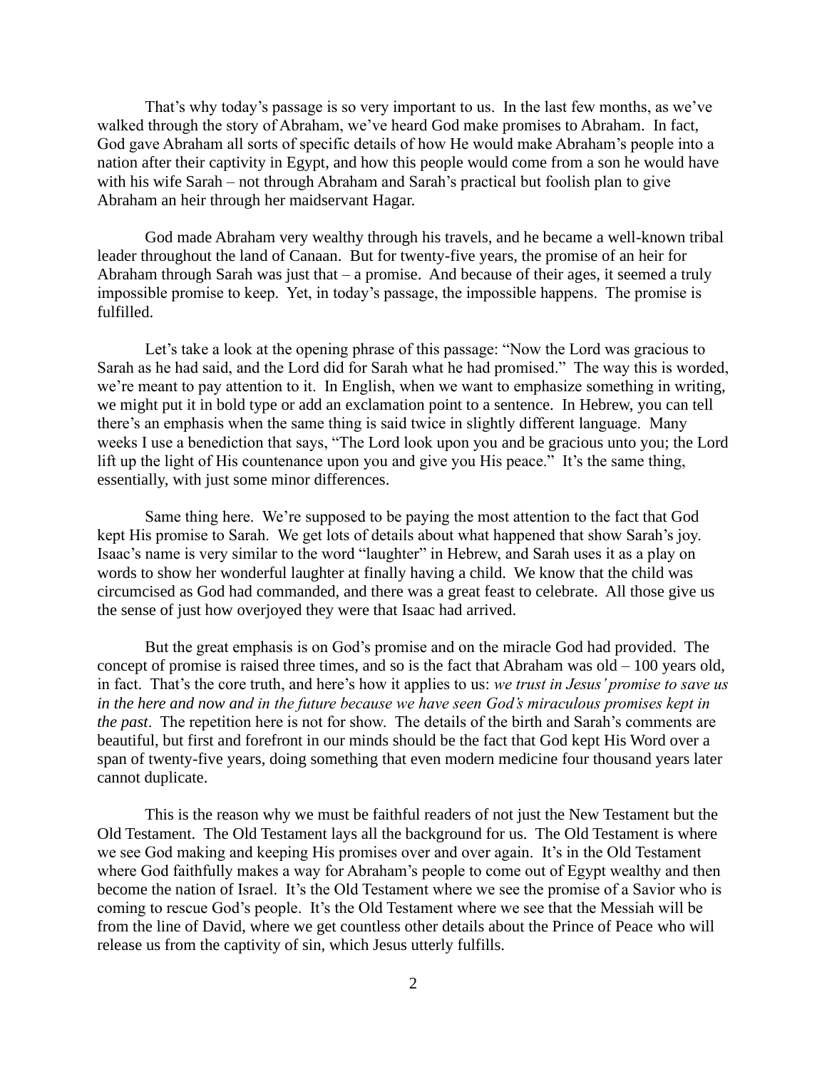That's why today's passage is so very important to us. In the last few months, as we've walked through the story of Abraham, we've heard God make promises to Abraham. In fact, God gave Abraham all sorts of specific details of how He would make Abraham's people into a nation after their captivity in Egypt, and how this people would come from a son he would have with his wife Sarah – not through Abraham and Sarah's practical but foolish plan to give Abraham an heir through her maidservant Hagar.

God made Abraham very wealthy through his travels, and he became a well-known tribal leader throughout the land of Canaan. But for twenty-five years, the promise of an heir for Abraham through Sarah was just that – a promise. And because of their ages, it seemed a truly impossible promise to keep. Yet, in today's passage, the impossible happens. The promise is fulfilled.

Let's take a look at the opening phrase of this passage: "Now the Lord was gracious to Sarah as he had said, and the Lord did for Sarah what he had promised." The way this is worded, we're meant to pay attention to it. In English, when we want to emphasize something in writing, we might put it in bold type or add an exclamation point to a sentence. In Hebrew, you can tell there's an emphasis when the same thing is said twice in slightly different language. Many weeks I use a benediction that says, "The Lord look upon you and be gracious unto you; the Lord lift up the light of His countenance upon you and give you His peace." It's the same thing, essentially, with just some minor differences.

Same thing here. We're supposed to be paying the most attention to the fact that God kept His promise to Sarah. We get lots of details about what happened that show Sarah's joy. Isaac's name is very similar to the word "laughter" in Hebrew, and Sarah uses it as a play on words to show her wonderful laughter at finally having a child. We know that the child was circumcised as God had commanded, and there was a great feast to celebrate. All those give us the sense of just how overjoyed they were that Isaac had arrived.

But the great emphasis is on God's promise and on the miracle God had provided. The concept of promise is raised three times, and so is the fact that Abraham was old – 100 years old, in fact. That's the core truth, and here's how it applies to us: *we trust in Jesus' promise to save us in the here and now and in the future because we have seen God's miraculous promises kept in the past*. The repetition here is not for show. The details of the birth and Sarah's comments are beautiful, but first and forefront in our minds should be the fact that God kept His Word over a span of twenty-five years, doing something that even modern medicine four thousand years later cannot duplicate.

This is the reason why we must be faithful readers of not just the New Testament but the Old Testament. The Old Testament lays all the background for us. The Old Testament is where we see God making and keeping His promises over and over again. It's in the Old Testament where God faithfully makes a way for Abraham's people to come out of Egypt wealthy and then become the nation of Israel. It's the Old Testament where we see the promise of a Savior who is coming to rescue God's people. It's the Old Testament where we see that the Messiah will be from the line of David, where we get countless other details about the Prince of Peace who will release us from the captivity of sin, which Jesus utterly fulfills.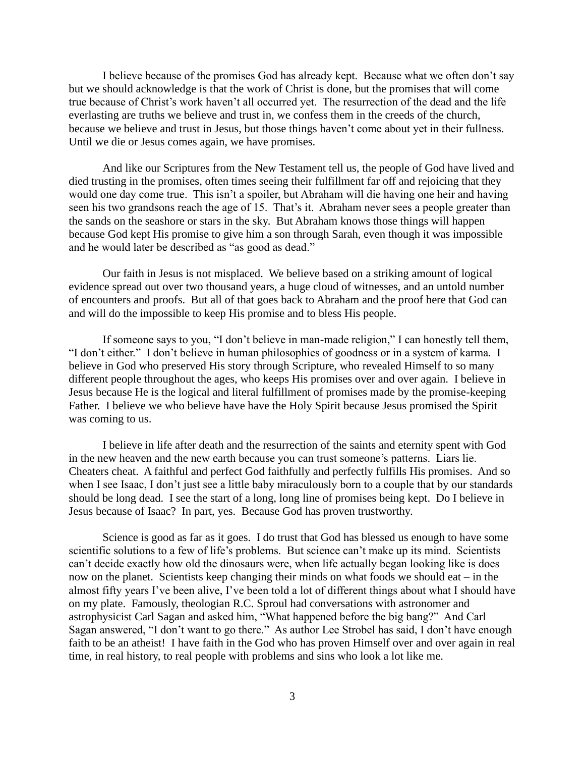I believe because of the promises God has already kept. Because what we often don't say but we should acknowledge is that the work of Christ is done, but the promises that will come true because of Christ's work haven't all occurred yet. The resurrection of the dead and the life everlasting are truths we believe and trust in, we confess them in the creeds of the church, because we believe and trust in Jesus, but those things haven't come about yet in their fullness. Until we die or Jesus comes again, we have promises.

And like our Scriptures from the New Testament tell us, the people of God have lived and died trusting in the promises, often times seeing their fulfillment far off and rejoicing that they would one day come true. This isn't a spoiler, but Abraham will die having one heir and having seen his two grandsons reach the age of 15. That's it. Abraham never sees a people greater than the sands on the seashore or stars in the sky. But Abraham knows those things will happen because God kept His promise to give him a son through Sarah, even though it was impossible and he would later be described as "as good as dead."

Our faith in Jesus is not misplaced. We believe based on a striking amount of logical evidence spread out over two thousand years, a huge cloud of witnesses, and an untold number of encounters and proofs. But all of that goes back to Abraham and the proof here that God can and will do the impossible to keep His promise and to bless His people.

If someone says to you, "I don't believe in man-made religion," I can honestly tell them, "I don't either." I don't believe in human philosophies of goodness or in a system of karma. I believe in God who preserved His story through Scripture, who revealed Himself to so many different people throughout the ages, who keeps His promises over and over again. I believe in Jesus because He is the logical and literal fulfillment of promises made by the promise-keeping Father. I believe we who believe have have the Holy Spirit because Jesus promised the Spirit was coming to us.

I believe in life after death and the resurrection of the saints and eternity spent with God in the new heaven and the new earth because you can trust someone's patterns. Liars lie. Cheaters cheat. A faithful and perfect God faithfully and perfectly fulfills His promises. And so when I see Isaac, I don't just see a little baby miraculously born to a couple that by our standards should be long dead. I see the start of a long, long line of promises being kept. Do I believe in Jesus because of Isaac? In part, yes. Because God has proven trustworthy.

Science is good as far as it goes. I do trust that God has blessed us enough to have some scientific solutions to a few of life's problems. But science can't make up its mind. Scientists can't decide exactly how old the dinosaurs were, when life actually began looking like is does now on the planet. Scientists keep changing their minds on what foods we should eat – in the almost fifty years I've been alive, I've been told a lot of different things about what I should have on my plate. Famously, theologian R.C. Sproul had conversations with astronomer and astrophysicist Carl Sagan and asked him, "What happened before the big bang?" And Carl Sagan answered, "I don't want to go there." As author Lee Strobel has said, I don't have enough faith to be an atheist! I have faith in the God who has proven Himself over and over again in real time, in real history, to real people with problems and sins who look a lot like me.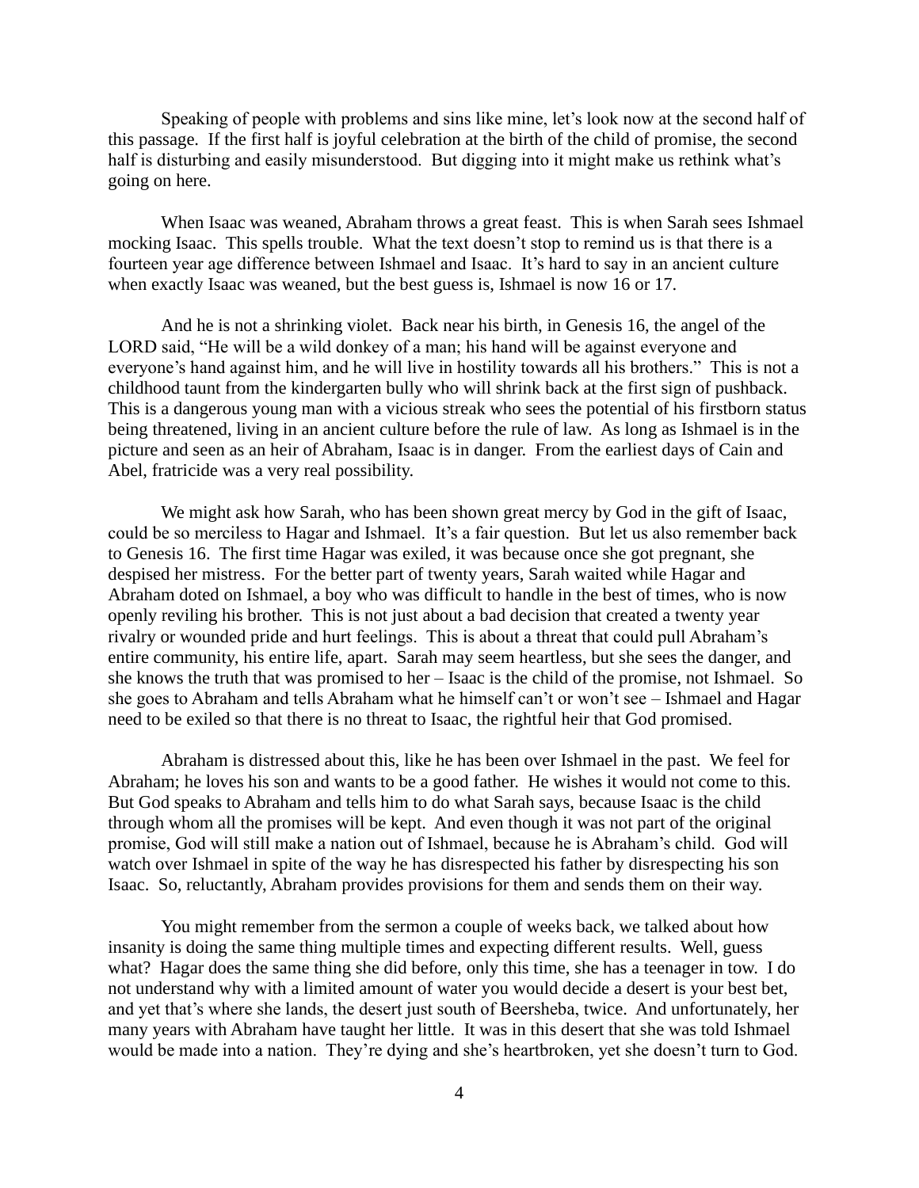Speaking of people with problems and sins like mine, let's look now at the second half of this passage. If the first half is joyful celebration at the birth of the child of promise, the second half is disturbing and easily misunderstood. But digging into it might make us rethink what's going on here.

When Isaac was weaned, Abraham throws a great feast. This is when Sarah sees Ishmael mocking Isaac. This spells trouble. What the text doesn't stop to remind us is that there is a fourteen year age difference between Ishmael and Isaac. It's hard to say in an ancient culture when exactly Isaac was weaned, but the best guess is, Ishmael is now 16 or 17.

And he is not a shrinking violet. Back near his birth, in Genesis 16, the angel of the LORD said, "He will be a wild donkey of a man; his hand will be against everyone and everyone's hand against him, and he will live in hostility towards all his brothers." This is not a childhood taunt from the kindergarten bully who will shrink back at the first sign of pushback. This is a dangerous young man with a vicious streak who sees the potential of his firstborn status being threatened, living in an ancient culture before the rule of law. As long as Ishmael is in the picture and seen as an heir of Abraham, Isaac is in danger. From the earliest days of Cain and Abel, fratricide was a very real possibility.

We might ask how Sarah, who has been shown great mercy by God in the gift of Isaac, could be so merciless to Hagar and Ishmael. It's a fair question. But let us also remember back to Genesis 16. The first time Hagar was exiled, it was because once she got pregnant, she despised her mistress. For the better part of twenty years, Sarah waited while Hagar and Abraham doted on Ishmael, a boy who was difficult to handle in the best of times, who is now openly reviling his brother. This is not just about a bad decision that created a twenty year rivalry or wounded pride and hurt feelings. This is about a threat that could pull Abraham's entire community, his entire life, apart. Sarah may seem heartless, but she sees the danger, and she knows the truth that was promised to her – Isaac is the child of the promise, not Ishmael. So she goes to Abraham and tells Abraham what he himself can't or won't see – Ishmael and Hagar need to be exiled so that there is no threat to Isaac, the rightful heir that God promised.

Abraham is distressed about this, like he has been over Ishmael in the past. We feel for Abraham; he loves his son and wants to be a good father. He wishes it would not come to this. But God speaks to Abraham and tells him to do what Sarah says, because Isaac is the child through whom all the promises will be kept. And even though it was not part of the original promise, God will still make a nation out of Ishmael, because he is Abraham's child. God will watch over Ishmael in spite of the way he has disrespected his father by disrespecting his son Isaac. So, reluctantly, Abraham provides provisions for them and sends them on their way.

You might remember from the sermon a couple of weeks back, we talked about how insanity is doing the same thing multiple times and expecting different results. Well, guess what? Hagar does the same thing she did before, only this time, she has a teenager in tow. I do not understand why with a limited amount of water you would decide a desert is your best bet, and yet that's where she lands, the desert just south of Beersheba, twice. And unfortunately, her many years with Abraham have taught her little. It was in this desert that she was told Ishmael would be made into a nation. They're dying and she's heartbroken, yet she doesn't turn to God.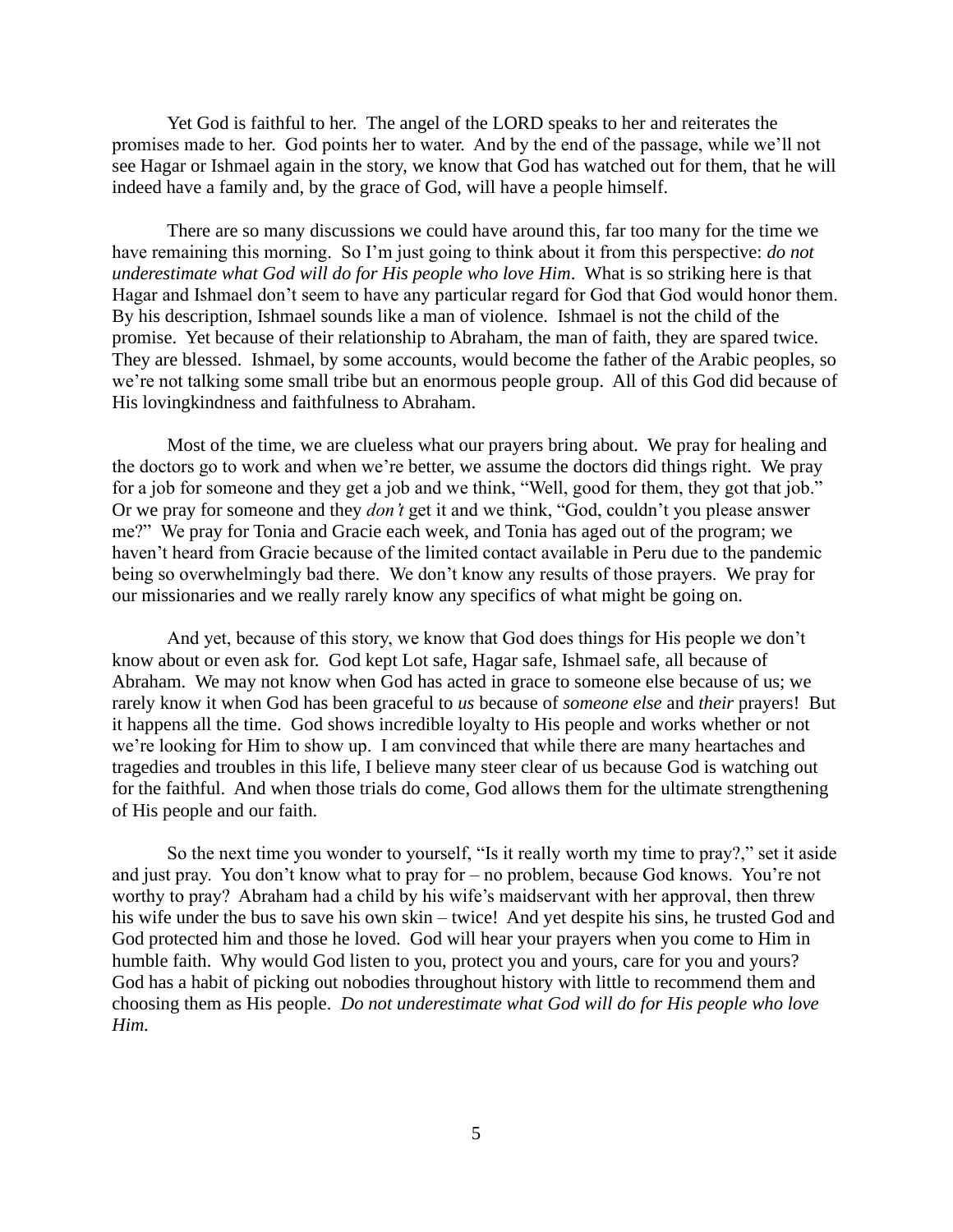Yet God is faithful to her. The angel of the LORD speaks to her and reiterates the promises made to her. God points her to water. And by the end of the passage, while we'll not see Hagar or Ishmael again in the story, we know that God has watched out for them, that he will indeed have a family and, by the grace of God, will have a people himself.

There are so many discussions we could have around this, far too many for the time we have remaining this morning. So I'm just going to think about it from this perspective: *do not underestimate what God will do for His people who love Him*. What is so striking here is that Hagar and Ishmael don't seem to have any particular regard for God that God would honor them. By his description, Ishmael sounds like a man of violence. Ishmael is not the child of the promise. Yet because of their relationship to Abraham, the man of faith, they are spared twice. They are blessed. Ishmael, by some accounts, would become the father of the Arabic peoples, so we're not talking some small tribe but an enormous people group. All of this God did because of His lovingkindness and faithfulness to Abraham.

Most of the time, we are clueless what our prayers bring about. We pray for healing and the doctors go to work and when we're better, we assume the doctors did things right. We pray for a job for someone and they get a job and we think, "Well, good for them, they got that job." Or we pray for someone and they *don't* get it and we think, "God, couldn't you please answer me?" We pray for Tonia and Gracie each week, and Tonia has aged out of the program; we haven't heard from Gracie because of the limited contact available in Peru due to the pandemic being so overwhelmingly bad there. We don't know any results of those prayers. We pray for our missionaries and we really rarely know any specifics of what might be going on.

And yet, because of this story, we know that God does things for His people we don't know about or even ask for. God kept Lot safe, Hagar safe, Ishmael safe, all because of Abraham. We may not know when God has acted in grace to someone else because of us; we rarely know it when God has been graceful to *us* because of *someone else* and *their* prayers! But it happens all the time. God shows incredible loyalty to His people and works whether or not we're looking for Him to show up. I am convinced that while there are many heartaches and tragedies and troubles in this life, I believe many steer clear of us because God is watching out for the faithful. And when those trials do come, God allows them for the ultimate strengthening of His people and our faith.

So the next time you wonder to yourself, "Is it really worth my time to pray?," set it aside and just pray. You don't know what to pray for – no problem, because God knows. You're not worthy to pray? Abraham had a child by his wife's maidservant with her approval, then threw his wife under the bus to save his own skin – twice! And yet despite his sins, he trusted God and God protected him and those he loved. God will hear your prayers when you come to Him in humble faith. Why would God listen to you, protect you and yours, care for you and yours? God has a habit of picking out nobodies throughout history with little to recommend them and choosing them as His people. *Do not underestimate what God will do for His people who love Him.*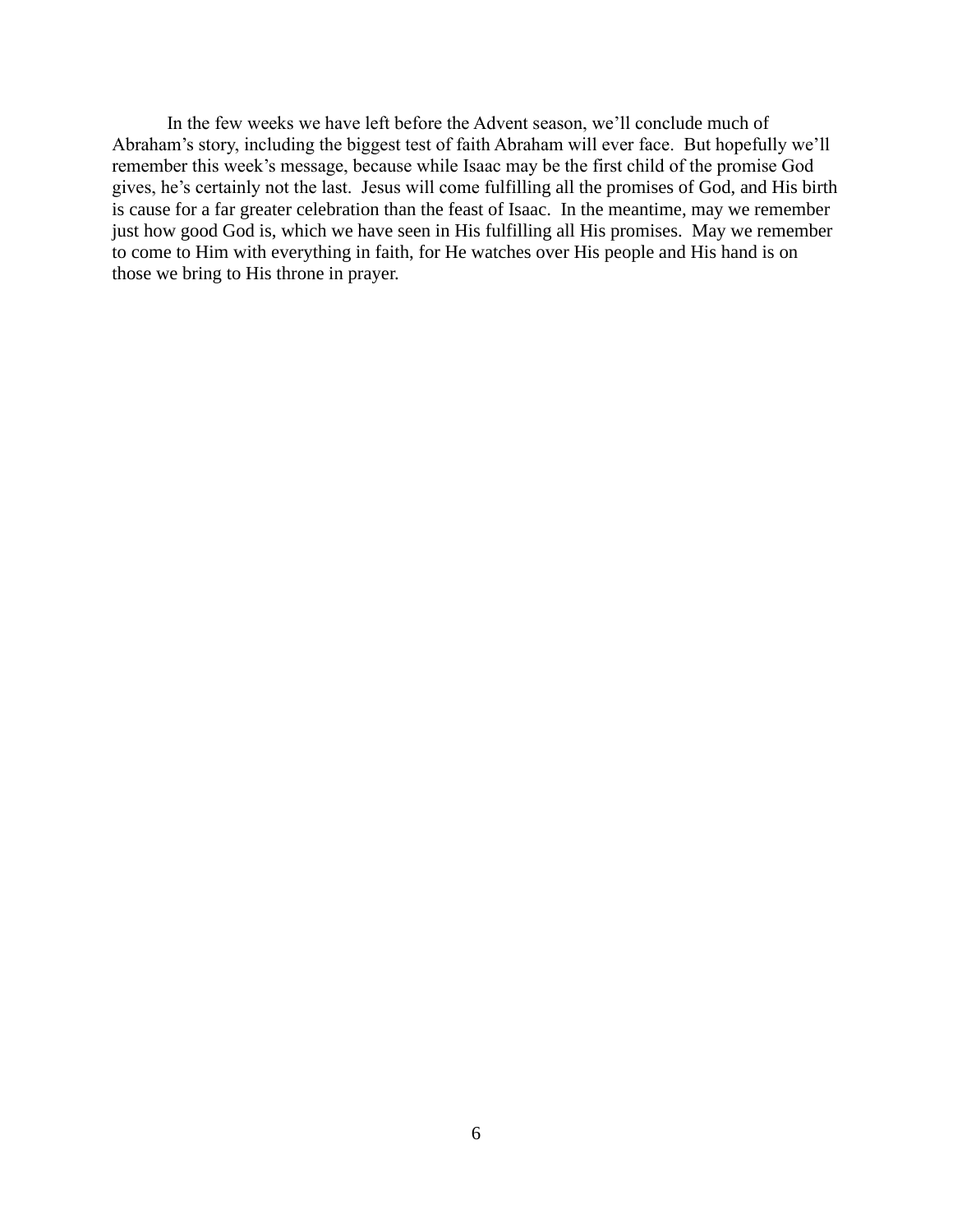In the few weeks we have left before the Advent season, we'll conclude much of Abraham's story, including the biggest test of faith Abraham will ever face. But hopefully we'll remember this week's message, because while Isaac may be the first child of the promise God gives, he's certainly not the last. Jesus will come fulfilling all the promises of God, and His birth is cause for a far greater celebration than the feast of Isaac. In the meantime, may we remember just how good God is, which we have seen in His fulfilling all His promises. May we remember to come to Him with everything in faith, for He watches over His people and His hand is on those we bring to His throne in prayer.